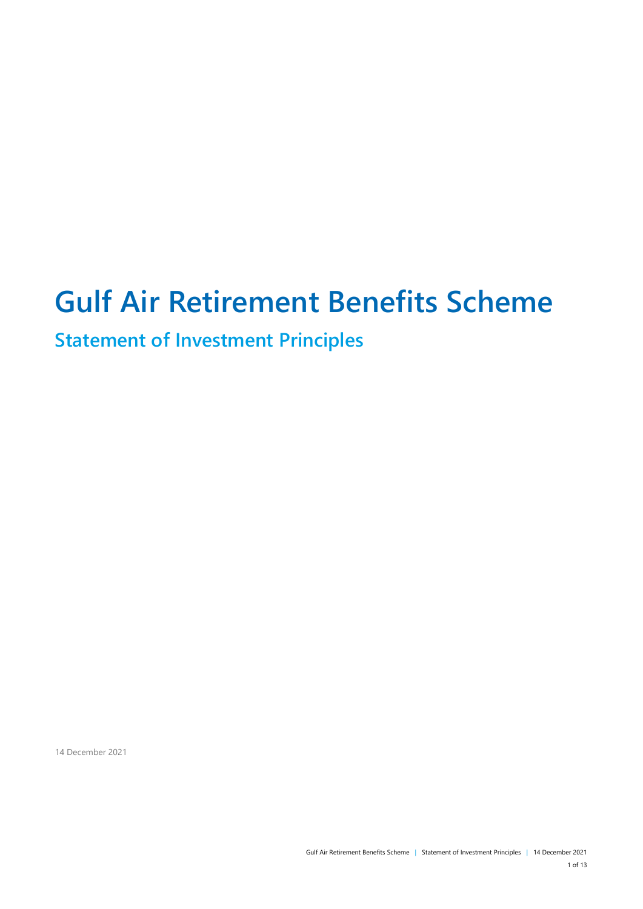# Gulf Air Retirement Benefits Scheme

## Statement of Investment Principles

14 December 2021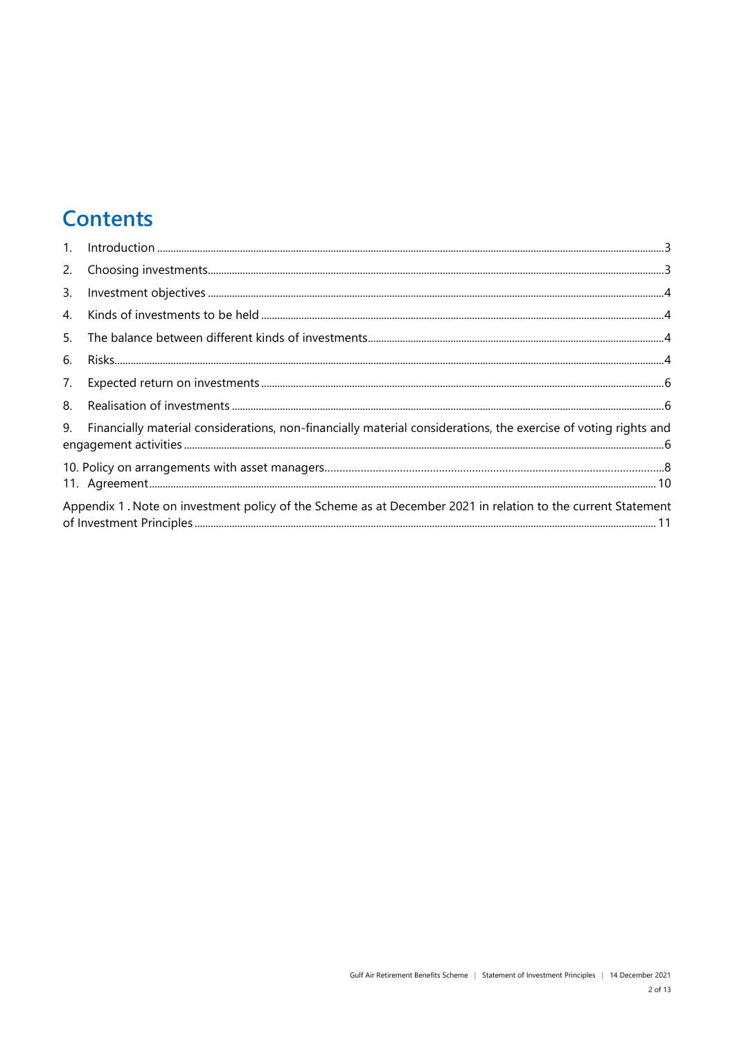# Contents

1. Introduction ........................................................................................................................ 3
2. Choosing investments ........................................................................................................ 3
3. Investment objectives ........................................................................................................ 4
4. Kinds of investments to be held ........................................................................................ 4
5. The balance between different kinds of investments ....................................................... 4
6. Risks .................................................................................................................................... 4
7. Expected return on investments ........................................................................................ 6
8. Realisation of investments .................................................................................................. 6
9. Financially material considerations, non-financially material considerations, the exercise of voting rights and engagement activities ........................................................................................................ 6
10. Policy on arrangements with asset managers .................................................................... 8
11. Agreement ......................................................................................................................... 10

Appendix 1 . Note on investment policy of the Scheme as at December 2021 in relation to the current Statement of Investment Principles ........................................................................................................ 11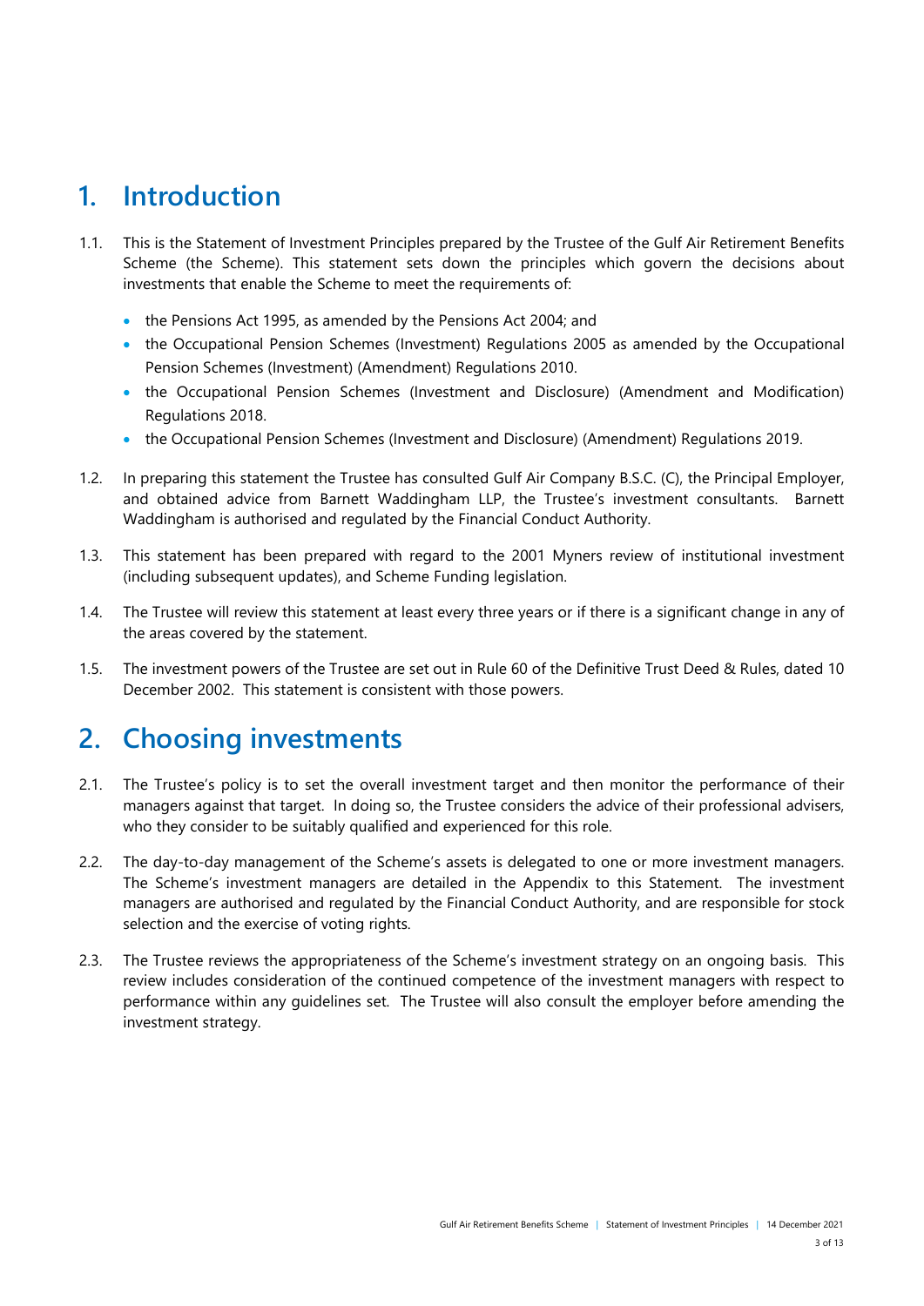# 1. Introduction

1.1. This is the Statement of Investment Principles prepared by the Trustee of the Gulf Air Retirement Benefits Scheme (the Scheme). This statement sets down the principles which govern the decisions about investments that enable the Scheme to meet the requirements of:

- the Pensions Act 1995, as amended by the Pensions Act 2004; and
- the Occupational Pension Schemes (Investment) Regulations 2005 as amended by the Occupational Pension Schemes (Investment) (Amendment) Regulations 2010.
- the Occupational Pension Schemes (Investment and Disclosure) (Amendment and Modification) Regulations 2018.
- the Occupational Pension Schemes (Investment and Disclosure) (Amendment) Regulations 2019.

1.2. In preparing this statement the Trustee has consulted Gulf Air Company B.S.C. (C), the Principal Employer, and obtained advice from Barnett Waddingham LLP, the Trustee's investment consultants. Barnett Waddingham is authorised and regulated by the Financial Conduct Authority.

1.3. This statement has been prepared with regard to the 2001 Myners review of institutional investment (including subsequent updates), and Scheme Funding legislation.

1.4. The Trustee will review this statement at least every three years or if there is a significant change in any of the areas covered by the statement.

1.5. The investment powers of the Trustee are set out in Rule 60 of the Definitive Trust Deed & Rules, dated 10 December 2002. This statement is consistent with those powers.

# 2. Choosing investments

2.1. The Trustee's policy is to set the overall investment target and then monitor the performance of their managers against that target. In doing so, the Trustee considers the advice of their professional advisers, who they consider to be suitably qualified and experienced for this role.

2.2. The day-to-day management of the Scheme's assets is delegated to one or more investment managers. The Scheme's investment managers are detailed in the Appendix to this Statement. The investment managers are authorised and regulated by the Financial Conduct Authority, and are responsible for stock selection and the exercise of voting rights.

2.3. The Trustee reviews the appropriateness of the Scheme's investment strategy on an ongoing basis. This review includes consideration of the continued competence of the investment managers with respect to performance within any guidelines set. The Trustee will also consult the employer before amending the investment strategy.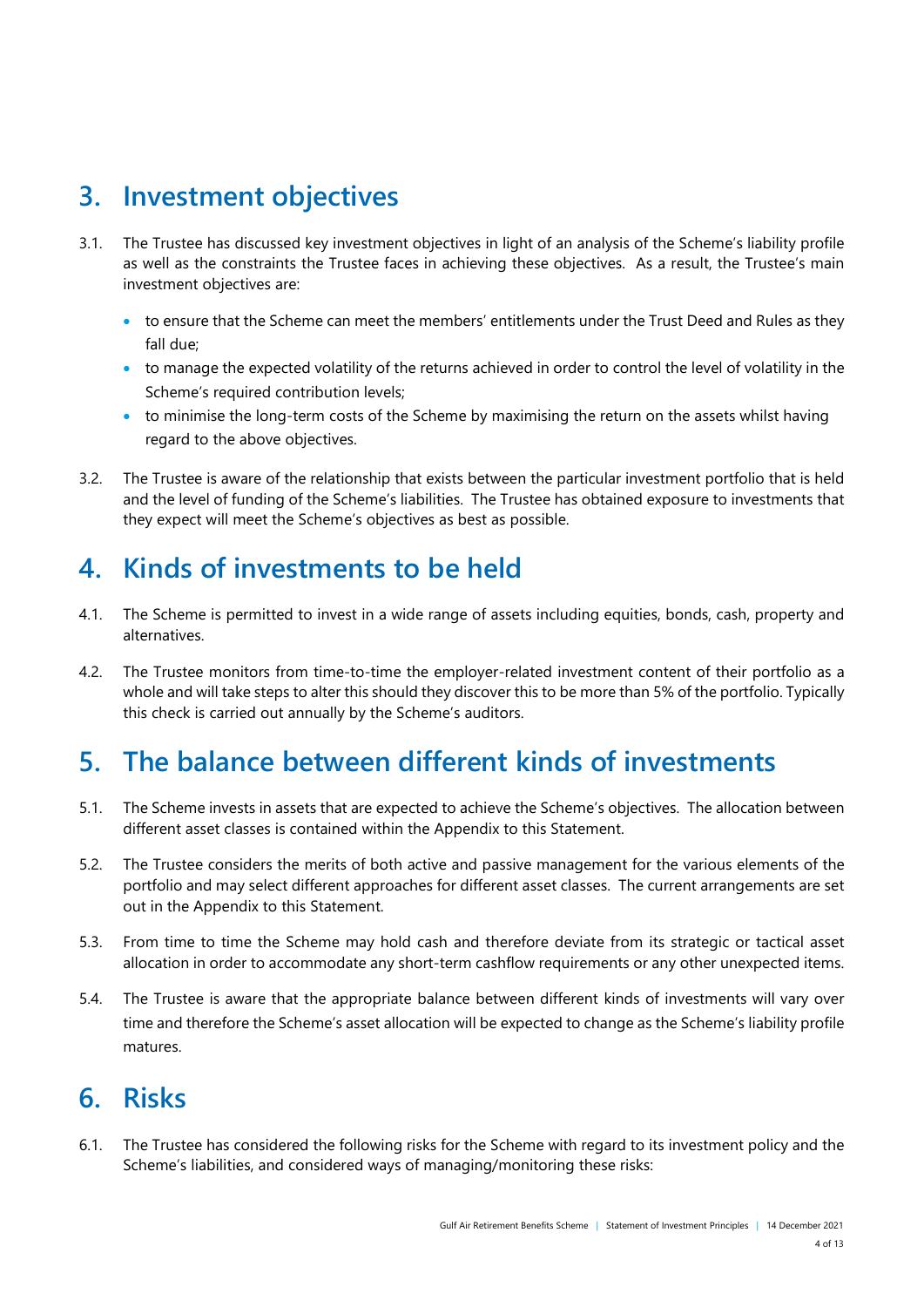## 3. Investment objectives

3.1. The Trustee has discussed key investment objectives in light of an analysis of the Scheme's liability profile as well as the constraints the Trustee faces in achieving these objectives. As a result, the Trustee's main investment objectives are:

- to ensure that the Scheme can meet the members' entitlements under the Trust Deed and Rules as they fall due;
- to manage the expected volatility of the returns achieved in order to control the level of volatility in the Scheme's required contribution levels;
- to minimise the long-term costs of the Scheme by maximising the return on the assets whilst having regard to the above objectives.

3.2. The Trustee is aware of the relationship that exists between the particular investment portfolio that is held and the level of funding of the Scheme's liabilities. The Trustee has obtained exposure to investments that they expect will meet the Scheme's objectives as best as possible.

## 4. Kinds of investments to be held

4.1. The Scheme is permitted to invest in a wide range of assets including equities, bonds, cash, property and alternatives.

4.2. The Trustee monitors from time-to-time the employer-related investment content of their portfolio as a whole and will take steps to alter this should they discover this to be more than 5% of the portfolio. Typically this check is carried out annually by the Scheme's auditors.

## 5. The balance between different kinds of investments

5.1. The Scheme invests in assets that are expected to achieve the Scheme's objectives. The allocation between different asset classes is contained within the Appendix to this Statement.

5.2. The Trustee considers the merits of both active and passive management for the various elements of the portfolio and may select different approaches for different asset classes. The current arrangements are set out in the Appendix to this Statement.

5.3. From time to time the Scheme may hold cash and therefore deviate from its strategic or tactical asset allocation in order to accommodate any short-term cashflow requirements or any other unexpected items.

5.4. The Trustee is aware that the appropriate balance between different kinds of investments will vary over time and therefore the Scheme's asset allocation will be expected to change as the Scheme's liability profile matures.

## 6. Risks

6.1. The Trustee has considered the following risks for the Scheme with regard to its investment policy and the Scheme's liabilities, and considered ways of managing/monitoring these risks: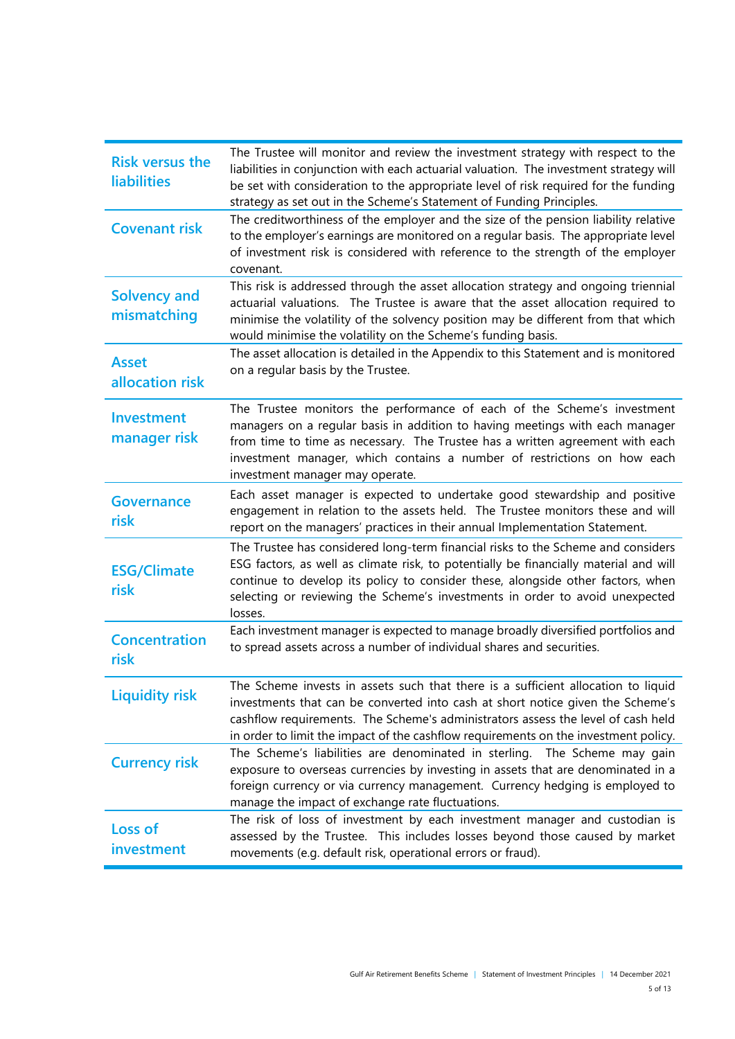| | |
|---|---|
| **Risk versus the liabilities** | The Trustee will monitor and review the investment strategy with respect to the liabilities in conjunction with each actuarial valuation. The investment strategy will be set with consideration to the appropriate level of risk required for the funding strategy as set out in the Scheme's Statement of Funding Principles. |
| **Covenant risk** | The creditworthiness of the employer and the size of the pension liability relative to the employer's earnings are monitored on a regular basis. The appropriate level of investment risk is considered with reference to the strength of the employer covenant. |
| **Solvency and mismatching** | This risk is addressed through the asset allocation strategy and ongoing triennial actuarial valuations. The Trustee is aware that the asset allocation required to minimise the volatility of the solvency position may be different from that which would minimise the volatility on the Scheme's funding basis. |
| **Asset allocation risk** | The asset allocation is detailed in the Appendix to this Statement and is monitored on a regular basis by the Trustee. |
| **Investment manager risk** | The Trustee monitors the performance of each of the Scheme's investment managers on a regular basis in addition to having meetings with each manager from time to time as necessary. The Trustee has a written agreement with each investment manager, which contains a number of restrictions on how each investment manager may operate. |
| **Governance risk** | Each asset manager is expected to undertake good stewardship and positive engagement in relation to the assets held. The Trustee monitors these and will report on the managers' practices in their annual Implementation Statement. |
| **ESG/Climate risk** | The Trustee has considered long-term financial risks to the Scheme and considers ESG factors, as well as climate risk, to potentially be financially material and will continue to develop its policy to consider these, alongside other factors, when selecting or reviewing the Scheme's investments in order to avoid unexpected losses. |
| **Concentration risk** | Each investment manager is expected to manage broadly diversified portfolios and to spread assets across a number of individual shares and securities. |
| **Liquidity risk** | The Scheme invests in assets such that there is a sufficient allocation to liquid investments that can be converted into cash at short notice given the Scheme's cashflow requirements. The Scheme's administrators assess the level of cash held in order to limit the impact of the cashflow requirements on the investment policy. |
| **Currency risk** | The Scheme's liabilities are denominated in sterling. The Scheme may gain exposure to overseas currencies by investing in assets that are denominated in a foreign currency or via currency management. Currency hedging is employed to manage the impact of exchange rate fluctuations. |
| **Loss of investment** | The risk of loss of investment by each investment manager and custodian is assessed by the Trustee. This includes losses beyond those caused by market movements (e.g. default risk, operational errors or fraud). |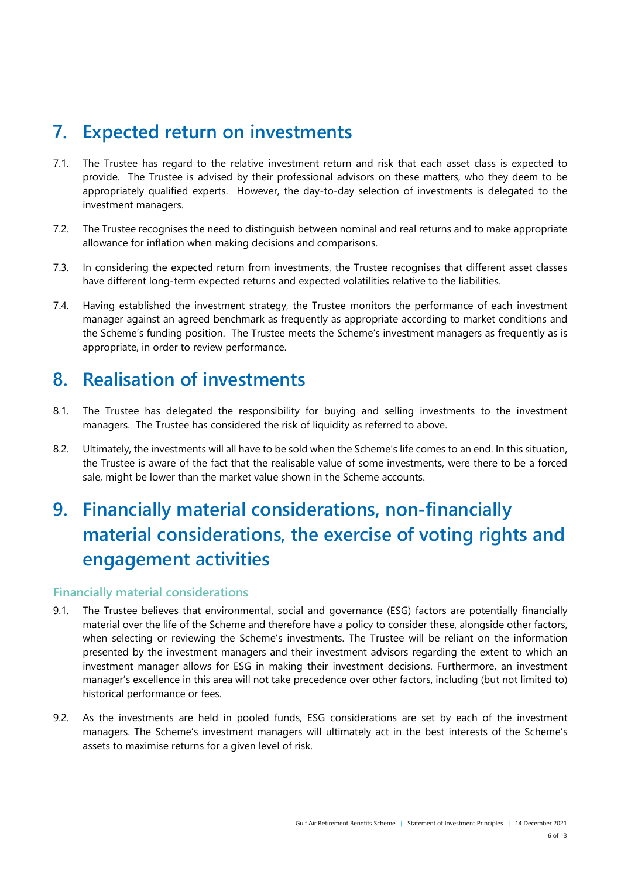# 7. Expected return on investments

7.1. The Trustee has regard to the relative investment return and risk that each asset class is expected to provide. The Trustee is advised by their professional advisors on these matters, who they deem to be appropriately qualified experts. However, the day-to-day selection of investments is delegated to the investment managers.

7.2. The Trustee recognises the need to distinguish between nominal and real returns and to make appropriate allowance for inflation when making decisions and comparisons.

7.3. In considering the expected return from investments, the Trustee recognises that different asset classes have different long-term expected returns and expected volatilities relative to the liabilities.

7.4. Having established the investment strategy, the Trustee monitors the performance of each investment manager against an agreed benchmark as frequently as appropriate according to market conditions and the Scheme's funding position. The Trustee meets the Scheme's investment managers as frequently as is appropriate, in order to review performance.

# 8. Realisation of investments

8.1. The Trustee has delegated the responsibility for buying and selling investments to the investment managers. The Trustee has considered the risk of liquidity as referred to above.

8.2. Ultimately, the investments will all have to be sold when the Scheme's life comes to an end. In this situation, the Trustee is aware of the fact that the realisable value of some investments, were there to be a forced sale, might be lower than the market value shown in the Scheme accounts.

# 9. Financially material considerations, non-financially material considerations, the exercise of voting rights and engagement activities

## Financially material considerations

9.1. The Trustee believes that environmental, social and governance (ESG) factors are potentially financially material over the life of the Scheme and therefore have a policy to consider these, alongside other factors, when selecting or reviewing the Scheme's investments. The Trustee will be reliant on the information presented by the investment managers and their investment advisors regarding the extent to which an investment manager allows for ESG in making their investment decisions. Furthermore, an investment manager's excellence in this area will not take precedence over other factors, including (but not limited to) historical performance or fees.

9.2. As the investments are held in pooled funds, ESG considerations are set by each of the investment managers. The Scheme's investment managers will ultimately act in the best interests of the Scheme's assets to maximise returns for a given level of risk.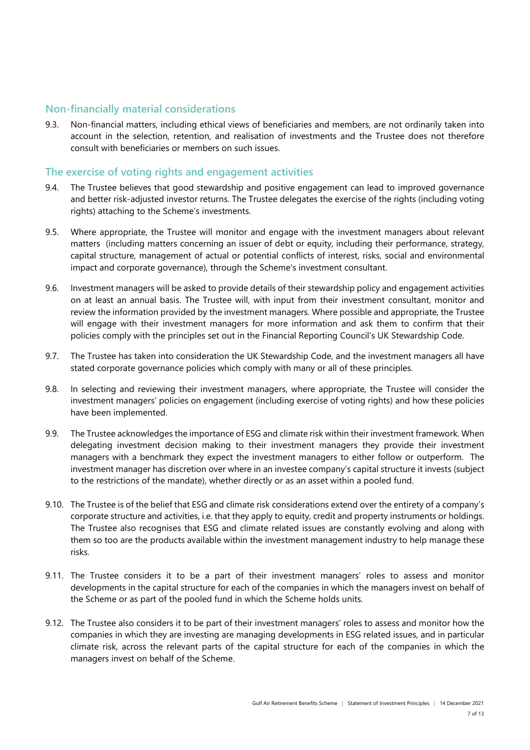## Non-financially material considerations

9.3. Non-financial matters, including ethical views of beneficiaries and members, are not ordinarily taken into account in the selection, retention, and realisation of investments and the Trustee does not therefore consult with beneficiaries or members on such issues.

## The exercise of voting rights and engagement activities

9.4. The Trustee believes that good stewardship and positive engagement can lead to improved governance and better risk-adjusted investor returns. The Trustee delegates the exercise of the rights (including voting rights) attaching to the Scheme's investments.

9.5. Where appropriate, the Trustee will monitor and engage with the investment managers about relevant matters (including matters concerning an issuer of debt or equity, including their performance, strategy, capital structure, management of actual or potential conflicts of interest, risks, social and environmental impact and corporate governance), through the Scheme's investment consultant.

9.6. Investment managers will be asked to provide details of their stewardship policy and engagement activities on at least an annual basis. The Trustee will, with input from their investment consultant, monitor and review the information provided by the investment managers. Where possible and appropriate, the Trustee will engage with their investment managers for more information and ask them to confirm that their policies comply with the principles set out in the Financial Reporting Council's UK Stewardship Code.

9.7. The Trustee has taken into consideration the UK Stewardship Code, and the investment managers all have stated corporate governance policies which comply with many or all of these principles.

9.8. In selecting and reviewing their investment managers, where appropriate, the Trustee will consider the investment managers' policies on engagement (including exercise of voting rights) and how these policies have been implemented.

9.9. The Trustee acknowledges the importance of ESG and climate risk within their investment framework. When delegating investment decision making to their investment managers they provide their investment managers with a benchmark they expect the investment managers to either follow or outperform. The investment manager has discretion over where in an investee company's capital structure it invests (subject to the restrictions of the mandate), whether directly or as an asset within a pooled fund.

9.10. The Trustee is of the belief that ESG and climate risk considerations extend over the entirety of a company's corporate structure and activities, i.e. that they apply to equity, credit and property instruments or holdings. The Trustee also recognises that ESG and climate related issues are constantly evolving and along with them so too are the products available within the investment management industry to help manage these risks.

9.11. The Trustee considers it to be a part of their investment managers' roles to assess and monitor developments in the capital structure for each of the companies in which the managers invest on behalf of the Scheme or as part of the pooled fund in which the Scheme holds units.

9.12. The Trustee also considers it to be part of their investment managers' roles to assess and monitor how the companies in which they are investing are managing developments in ESG related issues, and in particular climate risk, across the relevant parts of the capital structure for each of the companies in which the managers invest on behalf of the Scheme.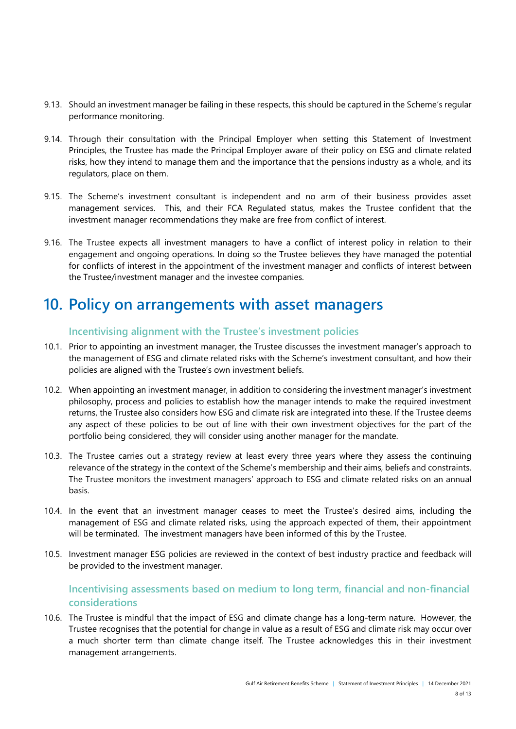9.13. Should an investment manager be failing in these respects, this should be captured in the Scheme's regular performance monitoring.

9.14. Through their consultation with the Principal Employer when setting this Statement of Investment Principles, the Trustee has made the Principal Employer aware of their policy on ESG and climate related risks, how they intend to manage them and the importance that the pensions industry as a whole, and its regulators, place on them.

9.15. The Scheme's investment consultant is independent and no arm of their business provides asset management services. This, and their FCA Regulated status, makes the Trustee confident that the investment manager recommendations they make are free from conflict of interest.

9.16. The Trustee expects all investment managers to have a conflict of interest policy in relation to their engagement and ongoing operations. In doing so the Trustee believes they have managed the potential for conflicts of interest in the appointment of the investment manager and conflicts of interest between the Trustee/investment manager and the investee companies.

# 10. Policy on arrangements with asset managers

### Incentivising alignment with the Trustee's investment policies

10.1. Prior to appointing an investment manager, the Trustee discusses the investment manager's approach to the management of ESG and climate related risks with the Scheme's investment consultant, and how their policies are aligned with the Trustee's own investment beliefs.

10.2. When appointing an investment manager, in addition to considering the investment manager's investment philosophy, process and policies to establish how the manager intends to make the required investment returns, the Trustee also considers how ESG and climate risk are integrated into these. If the Trustee deems any aspect of these policies to be out of line with their own investment objectives for the part of the portfolio being considered, they will consider using another manager for the mandate.

10.3. The Trustee carries out a strategy review at least every three years where they assess the continuing relevance of the strategy in the context of the Scheme's membership and their aims, beliefs and constraints. The Trustee monitors the investment managers' approach to ESG and climate related risks on an annual basis.

10.4. In the event that an investment manager ceases to meet the Trustee's desired aims, including the management of ESG and climate related risks, using the approach expected of them, their appointment will be terminated. The investment managers have been informed of this by the Trustee.

10.5. Investment manager ESG policies are reviewed in the context of best industry practice and feedback will be provided to the investment manager.

### Incentivising assessments based on medium to long term, financial and non-financial considerations

10.6. The Trustee is mindful that the impact of ESG and climate change has a long-term nature. However, the Trustee recognises that the potential for change in value as a result of ESG and climate risk may occur over a much shorter term than climate change itself. The Trustee acknowledges this in their investment management arrangements.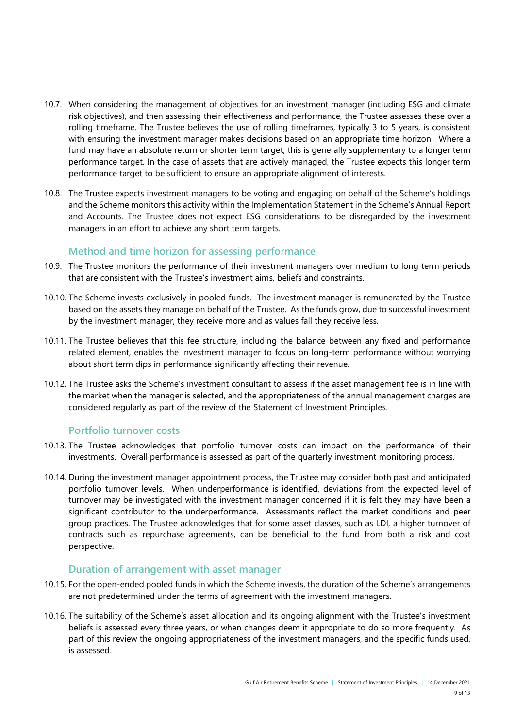10.7. When considering the management of objectives for an investment manager (including ESG and climate risk objectives), and then assessing their effectiveness and performance, the Trustee assesses these over a rolling timeframe. The Trustee believes the use of rolling timeframes, typically 3 to 5 years, is consistent with ensuring the investment manager makes decisions based on an appropriate time horizon. Where a fund may have an absolute return or shorter term target, this is generally supplementary to a longer term performance target. In the case of assets that are actively managed, the Trustee expects this longer term performance target to be sufficient to ensure an appropriate alignment of interests.

10.8. The Trustee expects investment managers to be voting and engaging on behalf of the Scheme's holdings and the Scheme monitors this activity within the Implementation Statement in the Scheme's Annual Report and Accounts. The Trustee does not expect ESG considerations to be disregarded by the investment managers in an effort to achieve any short term targets.

### Method and time horizon for assessing performance

10.9. The Trustee monitors the performance of their investment managers over medium to long term periods that are consistent with the Trustee's investment aims, beliefs and constraints.

10.10. The Scheme invests exclusively in pooled funds. The investment manager is remunerated by the Trustee based on the assets they manage on behalf of the Trustee. As the funds grow, due to successful investment by the investment manager, they receive more and as values fall they receive less.

10.11. The Trustee believes that this fee structure, including the balance between any fixed and performance related element, enables the investment manager to focus on long-term performance without worrying about short term dips in performance significantly affecting their revenue.

10.12. The Trustee asks the Scheme's investment consultant to assess if the asset management fee is in line with the market when the manager is selected, and the appropriateness of the annual management charges are considered regularly as part of the review of the Statement of Investment Principles.

### Portfolio turnover costs

10.13. The Trustee acknowledges that portfolio turnover costs can impact on the performance of their investments. Overall performance is assessed as part of the quarterly investment monitoring process.

10.14. During the investment manager appointment process, the Trustee may consider both past and anticipated portfolio turnover levels. When underperformance is identified, deviations from the expected level of turnover may be investigated with the investment manager concerned if it is felt they may have been a significant contributor to the underperformance. Assessments reflect the market conditions and peer group practices. The Trustee acknowledges that for some asset classes, such as LDI, a higher turnover of contracts such as repurchase agreements, can be beneficial to the fund from both a risk and cost perspective.

### Duration of arrangement with asset manager

10.15. For the open-ended pooled funds in which the Scheme invests, the duration of the Scheme's arrangements are not predetermined under the terms of agreement with the investment managers.

10.16. The suitability of the Scheme's asset allocation and its ongoing alignment with the Trustee's investment beliefs is assessed every three years, or when changes deem it appropriate to do so more frequently. As part of this review the ongoing appropriateness of the investment managers, and the specific funds used, is assessed.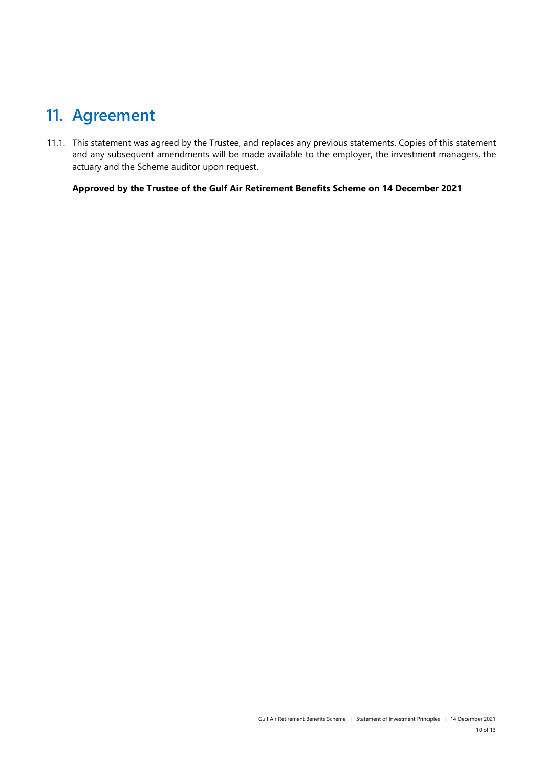# 11. Agreement

11.1. This statement was agreed by the Trustee, and replaces any previous statements. Copies of this statement and any subsequent amendments will be made available to the employer, the investment managers, the actuary and the Scheme auditor upon request.

**Approved by the Trustee of the Gulf Air Retirement Benefits Scheme on 14 December 2021**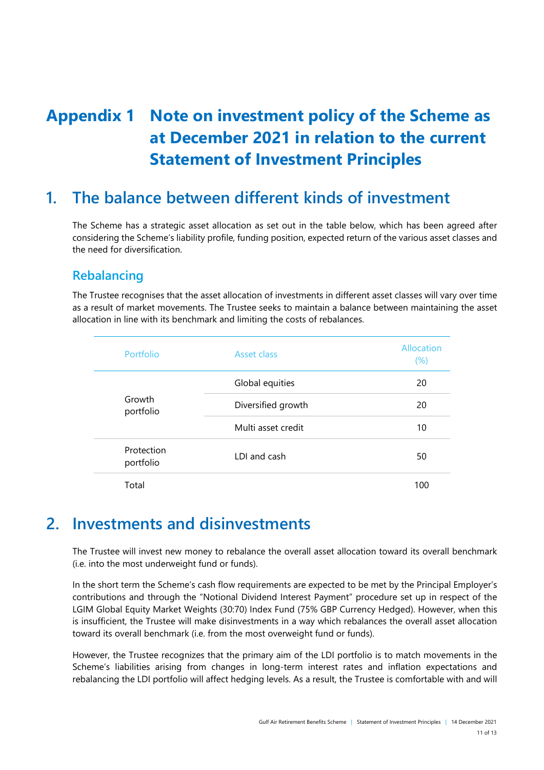# Appendix 1 Note on investment policy of the Scheme as at December 2021 in relation to the current Statement of Investment Principles

## 1. The balance between different kinds of investment

The Scheme has a strategic asset allocation as set out in the table below, which has been agreed after considering the Scheme's liability profile, funding position, expected return of the various asset classes and the need for diversification.

### Rebalancing

The Trustee recognises that the asset allocation of investments in different asset classes will vary over time as a result of market movements. The Trustee seeks to maintain a balance between maintaining the asset allocation in line with its benchmark and limiting the costs of rebalances.

| Portfolio | Asset class | Allocation (%) |
|---|---|---|
| Growth portfolio | Global equities | 20 |
| | Diversified growth | 20 |
| | Multi asset credit | 10 |
| Protection portfolio | LDI and cash | 50 |
| Total | | 100 |

## 2. Investments and disinvestments

The Trustee will invest new money to rebalance the overall asset allocation toward its overall benchmark (i.e. into the most underweight fund or funds).

In the short term the Scheme's cash flow requirements are expected to be met by the Principal Employer's contributions and through the "Notional Dividend Interest Payment" procedure set up in respect of the LGIM Global Equity Market Weights (30:70) Index Fund (75% GBP Currency Hedged). However, when this is insufficient, the Trustee will make disinvestments in a way which rebalances the overall asset allocation toward its overall benchmark (i.e. from the most overweight fund or funds).

However, the Trustee recognizes that the primary aim of the LDI portfolio is to match movements in the Scheme's liabilities arising from changes in long-term interest rates and inflation expectations and rebalancing the LDI portfolio will affect hedging levels. As a result, the Trustee is comfortable with and will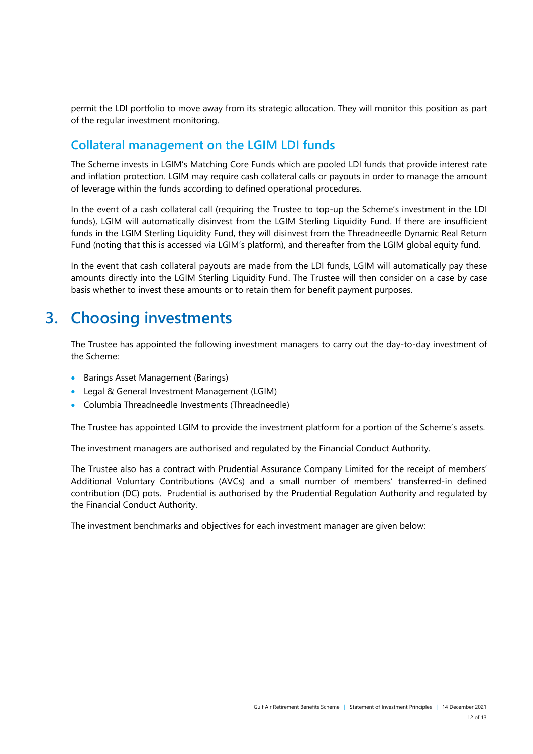permit the LDI portfolio to move away from its strategic allocation. They will monitor this position as part of the regular investment monitoring.

## Collateral management on the LGIM LDI funds

The Scheme invests in LGIM's Matching Core Funds which are pooled LDI funds that provide interest rate and inflation protection. LGIM may require cash collateral calls or payouts in order to manage the amount of leverage within the funds according to defined operational procedures.

In the event of a cash collateral call (requiring the Trustee to top-up the Scheme's investment in the LDI funds), LGIM will automatically disinvest from the LGIM Sterling Liquidity Fund. If there are insufficient funds in the LGIM Sterling Liquidity Fund, they will disinvest from the Threadneedle Dynamic Real Return Fund (noting that this is accessed via LGIM's platform), and thereafter from the LGIM global equity fund.

In the event that cash collateral payouts are made from the LDI funds, LGIM will automatically pay these amounts directly into the LGIM Sterling Liquidity Fund. The Trustee will then consider on a case by case basis whether to invest these amounts or to retain them for benefit payment purposes.

# 3. Choosing investments

The Trustee has appointed the following investment managers to carry out the day-to-day investment of the Scheme:

- Barings Asset Management (Barings)
- Legal & General Investment Management (LGIM)
- Columbia Threadneedle Investments (Threadneedle)

The Trustee has appointed LGIM to provide the investment platform for a portion of the Scheme's assets.

The investment managers are authorised and regulated by the Financial Conduct Authority.

The Trustee also has a contract with Prudential Assurance Company Limited for the receipt of members' Additional Voluntary Contributions (AVCs) and a small number of members' transferred-in defined contribution (DC) pots. Prudential is authorised by the Prudential Regulation Authority and regulated by the Financial Conduct Authority.

The investment benchmarks and objectives for each investment manager are given below: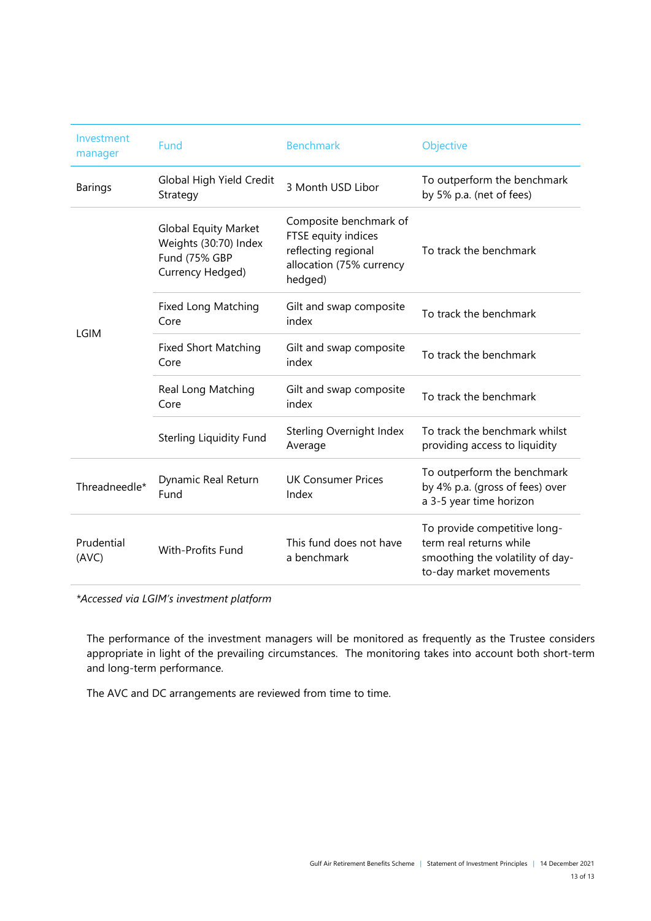| Investment manager | Fund | Benchmark | Objective |
|---|---|---|---|
| Barings | Global High Yield Credit Strategy | 3 Month USD Libor | To outperform the benchmark by 5% p.a. (net of fees) |
| LGIM | Global Equity Market Weights (30:70) Index Fund (75% GBP Currency Hedged) | Composite benchmark of FTSE equity indices reflecting regional allocation (75% currency hedged) | To track the benchmark |
| | Fixed Long Matching Core | Gilt and swap composite index | To track the benchmark |
| | Fixed Short Matching Core | Gilt and swap composite index | To track the benchmark |
| | Real Long Matching Core | Gilt and swap composite index | To track the benchmark |
| | Sterling Liquidity Fund | Sterling Overnight Index Average | To track the benchmark whilst providing access to liquidity |
| Threadneedle* | Dynamic Real Return Fund | UK Consumer Prices Index | To outperform the benchmark by 4% p.a. (gross of fees) over a 3-5 year time horizon |
| Prudential (AVC) | With-Profits Fund | This fund does not have a benchmark | To provide competitive long-term real returns while smoothing the volatility of day-to-day market movements |

*\*Accessed via LGIM's investment platform*

The performance of the investment managers will be monitored as frequently as the Trustee considers appropriate in light of the prevailing circumstances. The monitoring takes into account both short-term and long-term performance.

The AVC and DC arrangements are reviewed from time to time.